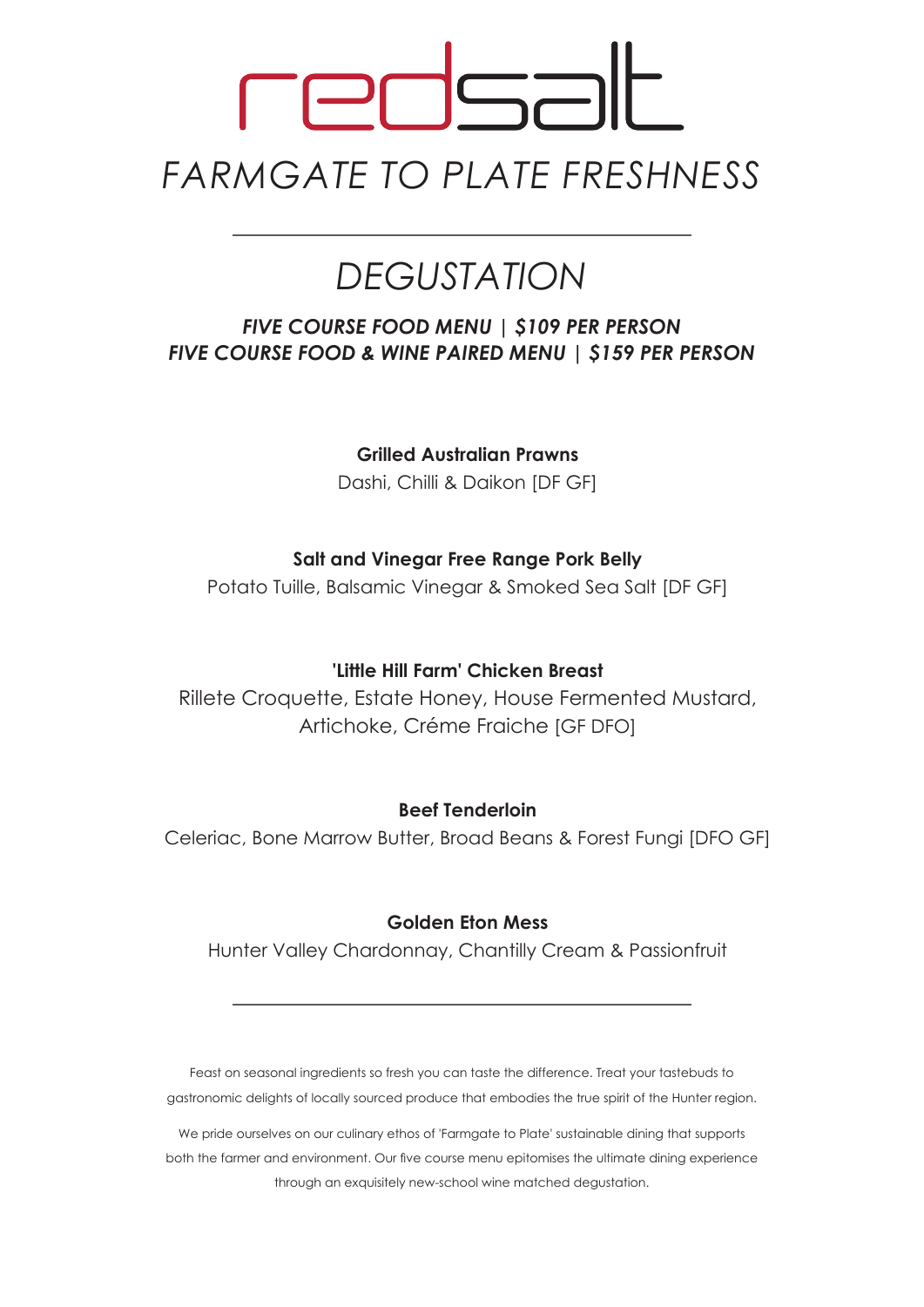# redsalt

*FARMGATE TO PLATE FRESHNESS*

---

## *DEGUSTATION*

***FIVE COURSE FOOD MENU | $109 PER PERSON***
***FIVE COURSE FOOD & WINE PAIRED MENU | $159 PER PERSON***

**Grilled Australian Prawns**
Dashi, Chilli & Daikon [DF GF]

**Salt and Vinegar Free Range Pork Belly**
Potato Tuille, Balsamic Vinegar & Smoked Sea Salt [DF GF]

**'Little Hill Farm' Chicken Breast**
Rillete Croquette, Estate Honey, House Fermented Mustard, Artichoke, Créme Fraiche [GF DFO]

**Beef Tenderloin**
Celeriac, Bone Marrow Butter, Broad Beans & Forest Fungi [DFO GF]

**Golden Eton Mess**
Hunter Valley Chardonnay, Chantilly Cream & Passionfruit

---

Feast on seasonal ingredients so fresh you can taste the difference. Treat your tastebuds to gastronomic delights of locally sourced produce that embodies the true spirit of the Hunter region.

We pride ourselves on our culinary ethos of 'Farmgate to Plate' sustainable dining that supports both the farmer and environment. Our five course menu epitomises the ultimate dining experience through an exquisitely new-school wine matched degustation.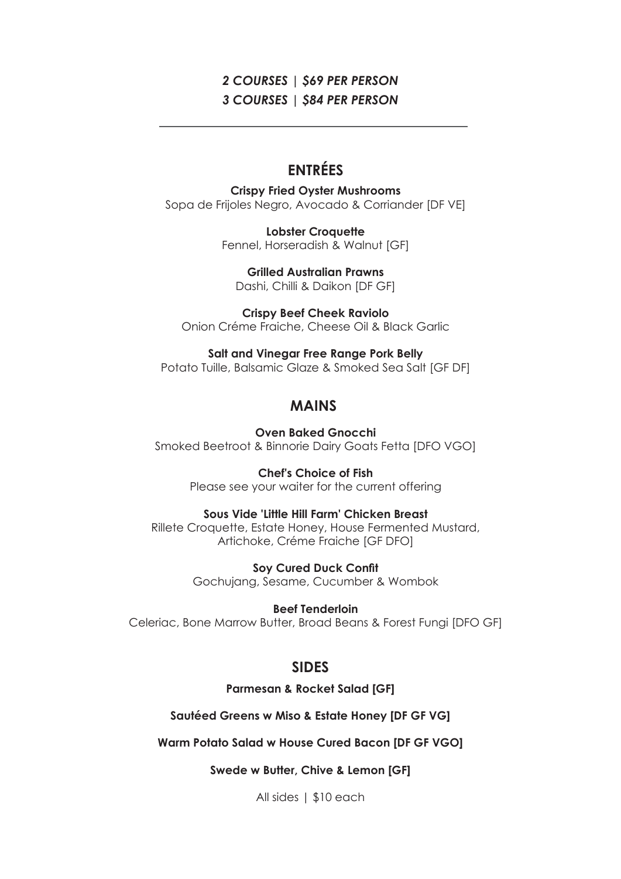***2 COURSES | $69 PER PERSON***
***3 COURSES | $84 PER PERSON***

---

## ENTRÉES

**Crispy Fried Oyster Mushrooms**
Sopa de Frijoles Negro, Avocado & Corriander [DF VE]

**Lobster Croquette**
Fennel, Horseradish & Walnut [GF]

**Grilled Australian Prawns**
Dashi, Chilli & Daikon [DF GF]

**Crispy Beef Cheek Raviolo**
Onion Créme Fraiche, Cheese Oil & Black Garlic

**Salt and Vinegar Free Range Pork Belly**
Potato Tuille, Balsamic Glaze & Smoked Sea Salt [GF DF]

## MAINS

**Oven Baked Gnocchi**
Smoked Beetroot & Binnorie Dairy Goats Fetta [DFO VGO]

**Chef's Choice of Fish**
Please see your waiter for the current offering

**Sous Vide 'Little Hill Farm' Chicken Breast**
Rillete Croquette, Estate Honey, House Fermented Mustard, Artichoke, Créme Fraiche [GF DFO]

**Soy Cured Duck Confit**
Gochujang, Sesame, Cucumber & Wombok

**Beef Tenderloin**
Celeriac, Bone Marrow Butter, Broad Beans & Forest Fungi [DFO GF]

## SIDES

**Parmesan & Rocket Salad [GF]**

**Sautéed Greens w Miso & Estate Honey [DF GF VG]**

**Warm Potato Salad w House Cured Bacon [DF GF VGO]**

**Swede w Butter, Chive & Lemon [GF]**

All sides | $10 each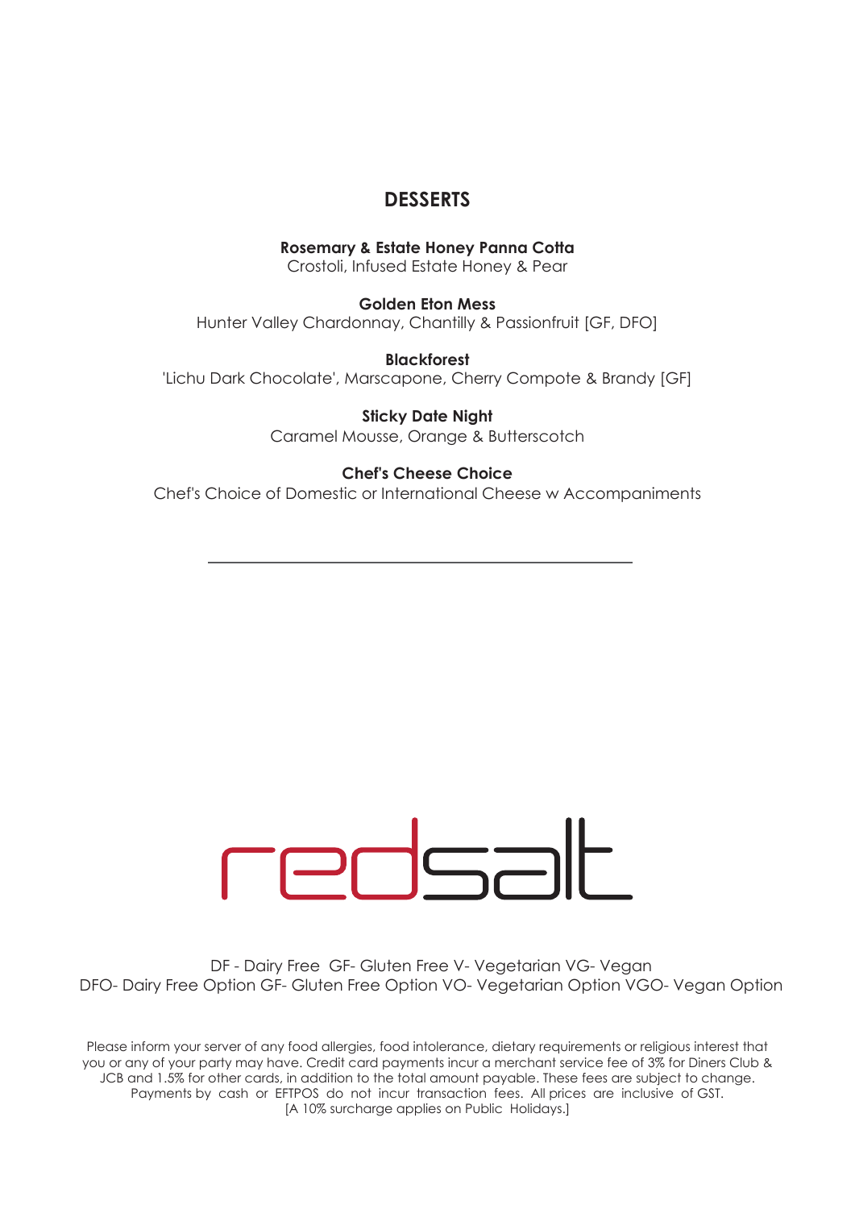## DESSERTS

**Rosemary & Estate Honey Panna Cotta**
Crostoli, Infused Estate Honey & Pear

**Golden Eton Mess**
Hunter Valley Chardonnay, Chantilly & Passionfruit [GF, DFO]

**Blackforest**
'Lichu Dark Chocolate', Marscapone, Cherry Compote & Brandy [GF]

**Sticky Date Night**
Caramel Mousse, Orange & Butterscotch

**Chef's Cheese Choice**
Chef's Choice of Domestic or International Cheese w Accompaniments

---

redsalt

DF - Dairy Free GF- Gluten Free V- Vegetarian VG- Vegan
DFO- Dairy Free Option GF- Gluten Free Option VO- Vegetarian Option VGO- Vegan Option

Please inform your server of any food allergies, food intolerance, dietary requirements or religious interest that you or any of your party may have. Credit card payments incur a merchant service fee of 3% for Diners Club & JCB and 1.5% for other cards, in addition to the total amount payable. These fees are subject to change. Payments by cash or EFTPOS do not incur transaction fees. All prices are inclusive of GST.
[A 10% surcharge applies on Public Holidays.]